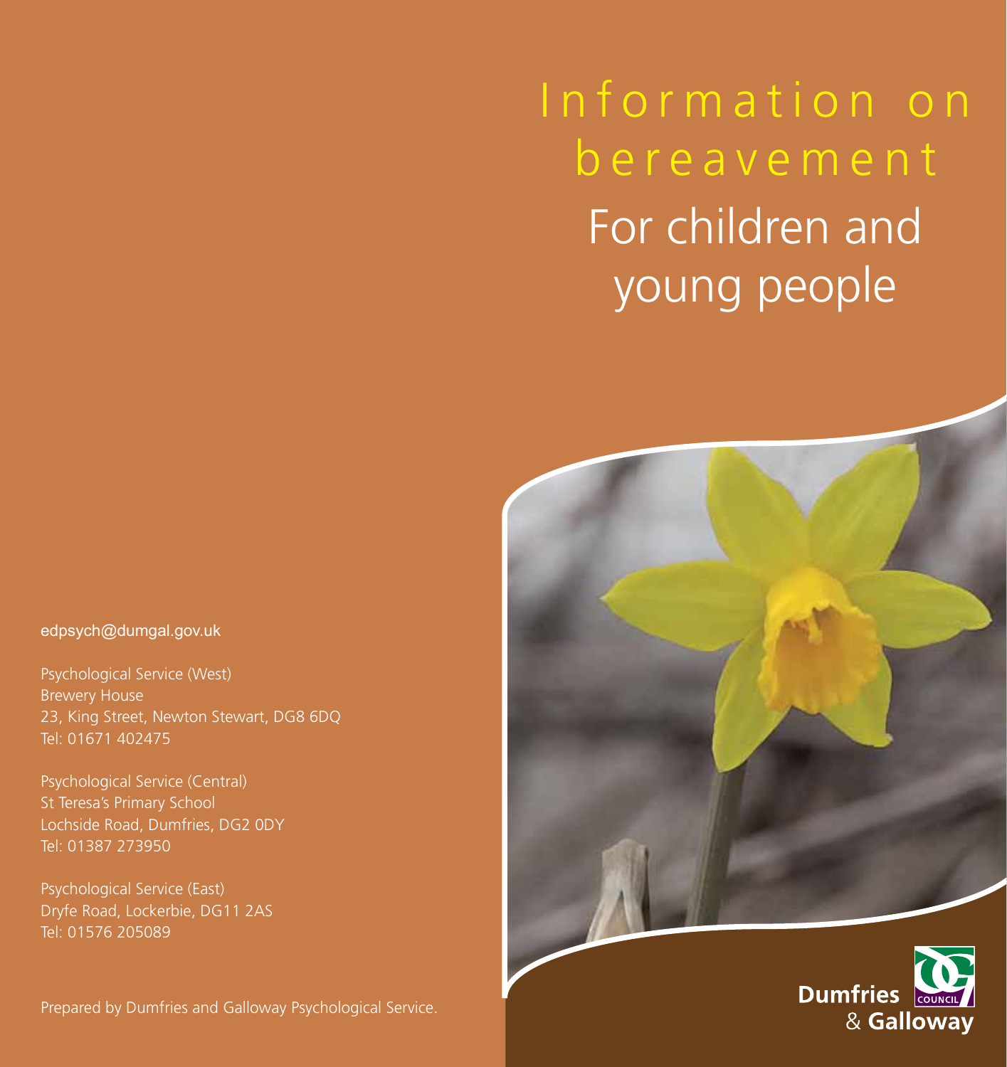# Information on bereavement

## For children and young people

edpsych@dumgal.gov.uk

Psychological Service (West)
Brewery House
23, King Street, Newton Stewart, DG8 6DQ
Tel: 01671 402475

Psychological Service (Central)
St Teresa's Primary School
Lochside Road, Dumfries, DG2 0DY
Tel: 01387 273950

Psychological Service (East)
Dryfe Road, Lockerbie, DG11 2AS
Tel: 01576 205089

Prepared by Dumfries and Galloway Psychological Service.

Dumfries & Galloway Council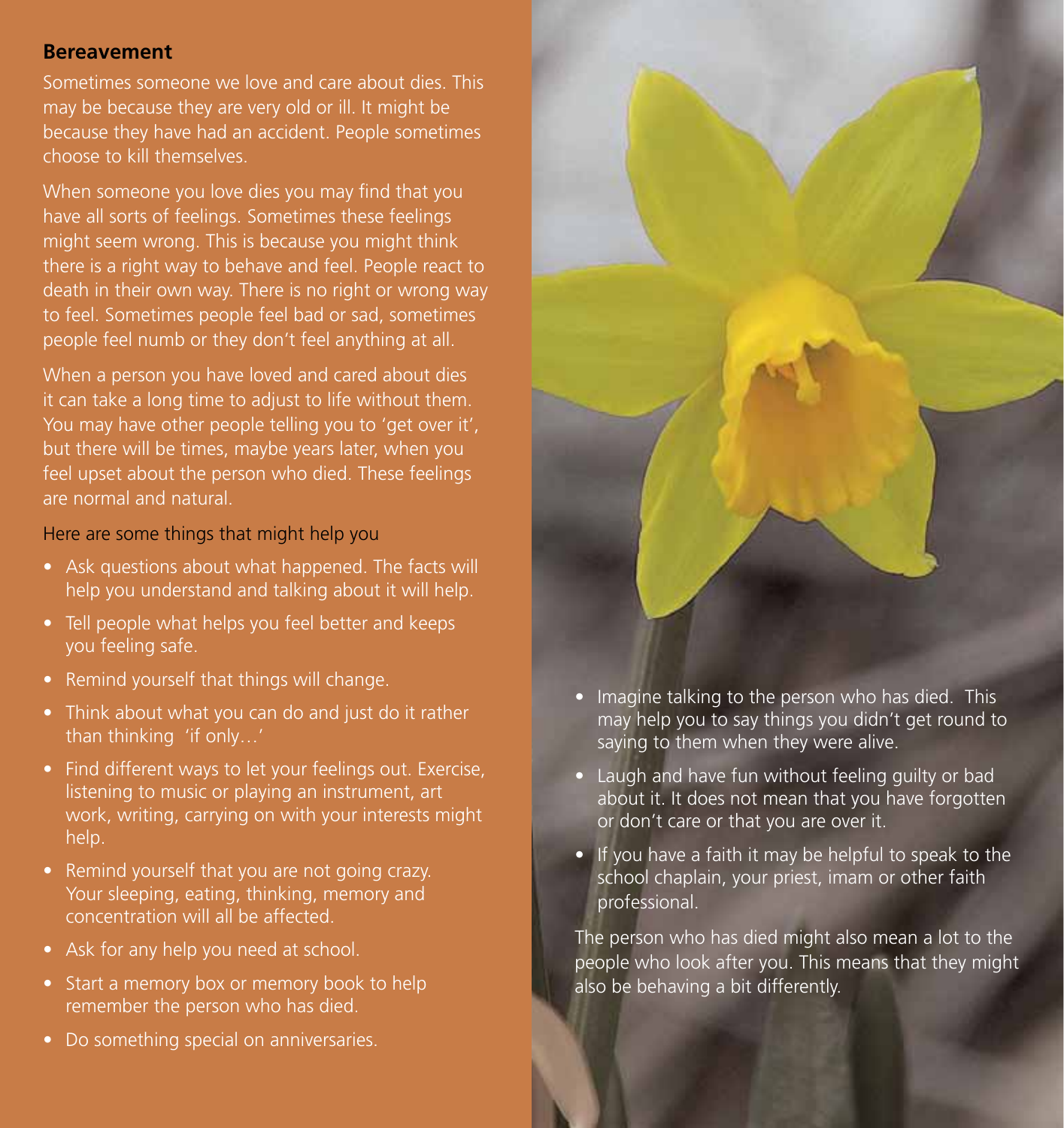## Bereavement

Sometimes someone we love and care about dies. This may be because they are very old or ill. It might be because they have had an accident. People sometimes choose to kill themselves.

When someone you love dies you may find that you have all sorts of feelings. Sometimes these feelings might seem wrong. This is because you might think there is a right way to behave and feel. People react to death in their own way. There is no right or wrong way to feel. Sometimes people feel bad or sad, sometimes people feel numb or they don't feel anything at all.

When a person you have loved and cared about dies it can take a long time to adjust to life without them. You may have other people telling you to 'get over it', but there will be times, maybe years later, when you feel upset about the person who died. These feelings are normal and natural.

Here are some things that might help you

- Ask questions about what happened. The facts will help you understand and talking about it will help.
- Tell people what helps you feel better and keeps you feeling safe.
- Remind yourself that things will change.
- Think about what you can do and just do it rather than thinking 'if only…'
- Find different ways to let your feelings out. Exercise, listening to music or playing an instrument, art work, writing, carrying on with your interests might help.
- Remind yourself that you are not going crazy. Your sleeping, eating, thinking, memory and concentration will all be affected.
- Ask for any help you need at school.
- Start a memory box or memory book to help remember the person who has died.
- Do something special on anniversaries.
- Imagine talking to the person who has died. This may help you to say things you didn't get round to saying to them when they were alive.
- Laugh and have fun without feeling guilty or bad about it. It does not mean that you have forgotten or don't care or that you are over it.
- If you have a faith it may be helpful to speak to the school chaplain, your priest, imam or other faith professional.

The person who has died might also mean a lot to the people who look after you. This means that they might also be behaving a bit differently.